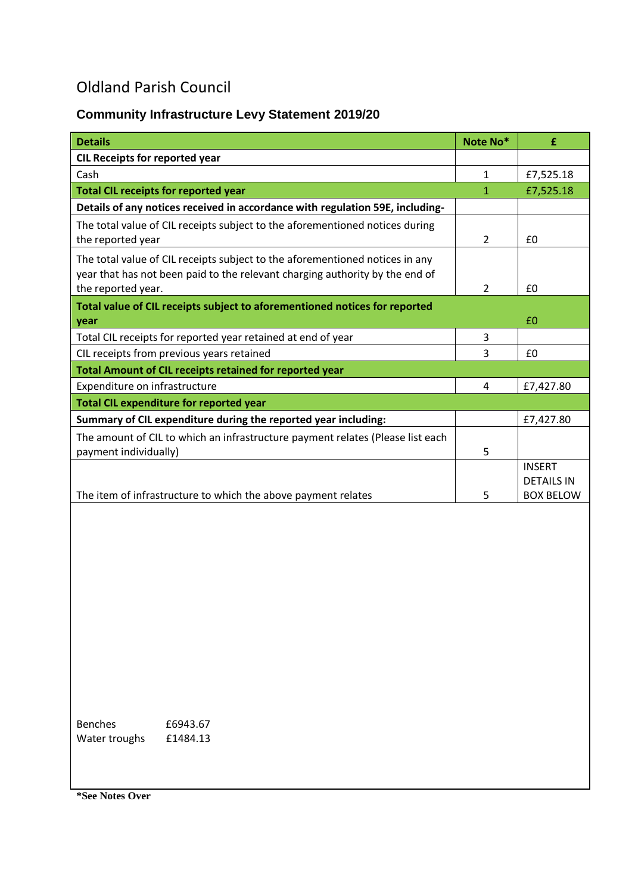# Oldland Parish Council

## Community Infrastructure Levy Statement 2019/20

| Details | Note No* | £ |
|---|---|---|
| **CIL Receipts for reported year** | | |
| Cash | 1 | £7,525.18 |
| **Total CIL receipts for reported year** | 1 | £7,525.18 |
| **Details of any notices received in accordance with regulation 59E, including-** | | |
| The total value of CIL receipts subject to the aforementioned notices during the reported year | 2 | £0 |
| The total value of CIL receipts subject to the aforementioned notices in any year that has not been paid to the relevant charging authority by the end of the reported year. | 2 | £0 |
| **Total value of CIL receipts subject to aforementioned notices for reported year** | | £0 |
| Total CIL receipts for reported year retained at end of year | 3 | |
| CIL receipts from previous years retained | 3 | £0 |
| **Total Amount of CIL receipts retained for reported year** | | |
| Expenditure on infrastructure | 4 | £7,427.80 |
| **Total CIL expenditure for reported year** | | |
| **Summary of CIL expenditure during the reported year including:** | | £7,427.80 |
| The amount of CIL to which an infrastructure payment relates (Please list each payment individually) | 5 | |
| The item of infrastructure to which the above payment relates | 5 | INSERT DETAILS IN BOX BELOW |

| | |
|---|---|
| Benches | £6943.67 |
| Water troughs | £1484.13 |

**\*See Notes Over**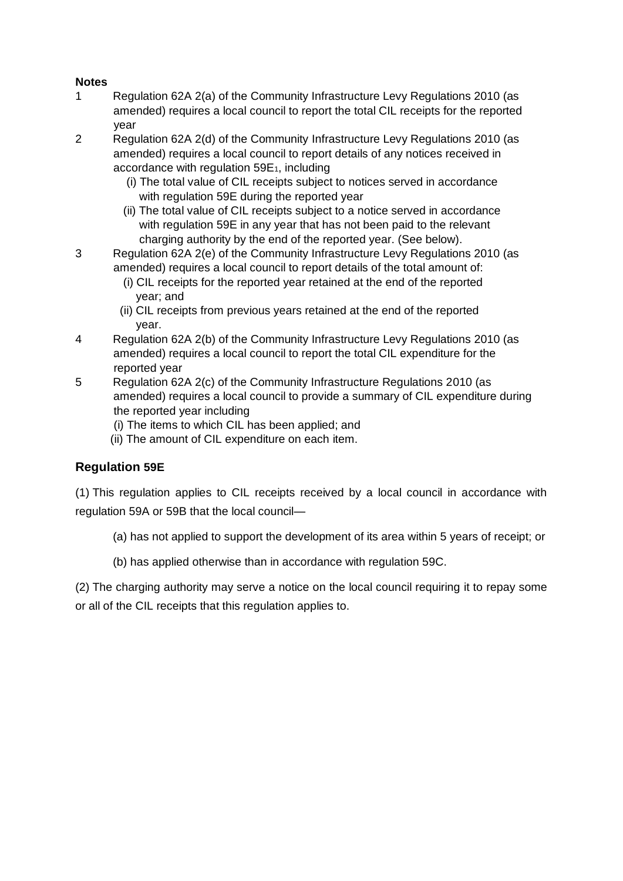**Notes**

1. Regulation 62A 2(a) of the Community Infrastructure Levy Regulations 2010 (as amended) requires a local council to report the total CIL receipts for the reported year
2. Regulation 62A 2(d) of the Community Infrastructure Levy Regulations 2010 (as amended) requires a local council to report details of any notices received in accordance with regulation 59E[1], including
   - (i) The total value of CIL receipts subject to notices served in accordance with regulation 59E during the reported year
   - (ii) The total value of CIL receipts subject to a notice served in accordance with regulation 59E in any year that has not been paid to the relevant charging authority by the end of the reported year. (See below).
3. Regulation 62A 2(e) of the Community Infrastructure Levy Regulations 2010 (as amended) requires a local council to report details of the total amount of:
   - (i) CIL receipts for the reported year retained at the end of the reported year; and
   - (ii) CIL receipts from previous years retained at the end of the reported year.
4. Regulation 62A 2(b) of the Community Infrastructure Levy Regulations 2010 (as amended) requires a local council to report the total CIL expenditure for the reported year
5. Regulation 62A 2(c) of the Community Infrastructure Regulations 2010 (as amended) requires a local council to provide a summary of CIL expenditure during the reported year including
   - (i) The items to which CIL has been applied; and
   - (ii) The amount of CIL expenditure on each item.

## Regulation 59E

(1) This regulation applies to CIL receipts received by a local council in accordance with regulation 59A or 59B that the local council—

(a) has not applied to support the development of its area within 5 years of receipt; or

(b) has applied otherwise than in accordance with regulation 59C.

(2) The charging authority may serve a notice on the local council requiring it to repay some or all of the CIL receipts that this regulation applies to.